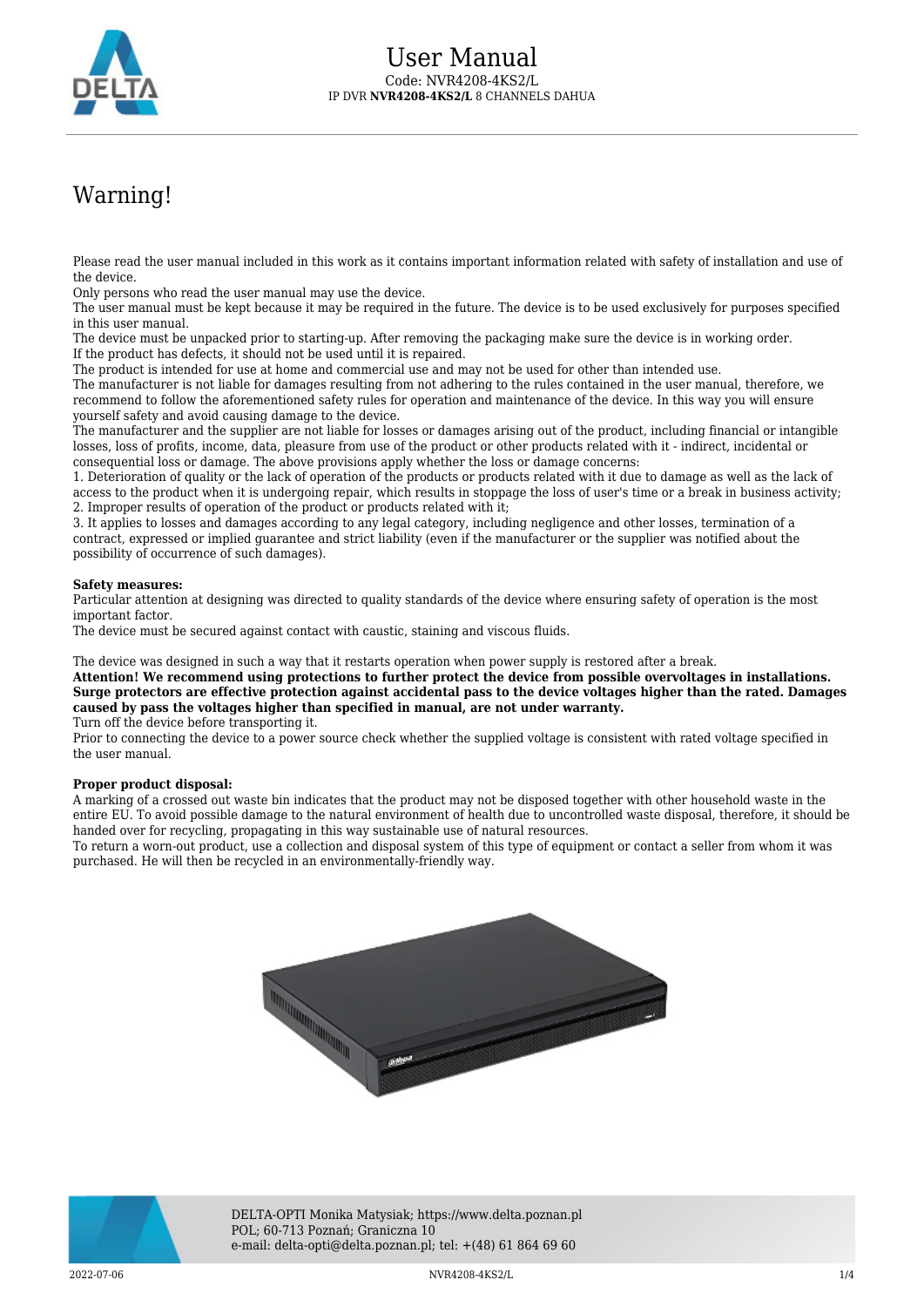# User Manual

Code: NVR4208-4KS2/L

IP DVR **NVR4208-4KS2/L** 8 CHANNELS DAHUA

## Warning!

Please read the user manual included in this work as it contains important information related with safety of installation and use of the device.
Only persons who read the user manual may use the device.
The user manual must be kept because it may be required in the future. The device is to be used exclusively for purposes specified in this user manual.
The device must be unpacked prior to starting-up. After removing the packaging make sure the device is in working order.
If the product has defects, it should not be used until it is repaired.
The product is intended for use at home and commercial use and may not be used for other than intended use.
The manufacturer is not liable for damages resulting from not adhering to the rules contained in the user manual, therefore, we recommend to follow the aforementioned safety rules for operation and maintenance of the device. In this way you will ensure yourself safety and avoid causing damage to the device.
The manufacturer and the supplier are not liable for losses or damages arising out of the product, including financial or intangible losses, loss of profits, income, data, pleasure from use of the product or other products related with it - indirect, incidental or consequential loss or damage. The above provisions apply whether the loss or damage concerns:
1. Deterioration of quality or the lack of operation of the products or products related with it due to damage as well as the lack of access to the product when it is undergoing repair, which results in stoppage the loss of user's time or a break in business activity;
2. Improper results of operation of the product or products related with it;
3. It applies to losses and damages according to any legal category, including negligence and other losses, termination of a contract, expressed or implied guarantee and strict liability (even if the manufacturer or the supplier was notified about the possibility of occurrence of such damages).

**Safety measures:**
Particular attention at designing was directed to quality standards of the device where ensuring safety of operation is the most important factor.
The device must be secured against contact with caustic, staining and viscous fluids.

The device was designed in such a way that it restarts operation when power supply is restored after a break.
**Attention! We recommend using protections to further protect the device from possible overvoltages in installations. Surge protectors are effective protection against accidental pass to the device voltages higher than the rated. Damages caused by pass the voltages higher than specified in manual, are not under warranty.**
Turn off the device before transporting it.
Prior to connecting the device to a power source check whether the supplied voltage is consistent with rated voltage specified in the user manual.

**Proper product disposal:**
A marking of a crossed out waste bin indicates that the product may not be disposed together with other household waste in the entire EU. To avoid possible damage to the natural environment of health due to uncontrolled waste disposal, therefore, it should be handed over for recycling, propagating in this way sustainable use of natural resources.
To return a worn-out product, use a collection and disposal system of this type of equipment or contact a seller from whom it was purchased. He will then be recycled in an environmentally-friendly way.

DELTA-OPTI Monika Matysiak; https://www.delta.poznan.pl
POL; 60-713 Poznań; Graniczna 10
e-mail: delta-opti@delta.poznan.pl; tel: +(48) 61 864 69 60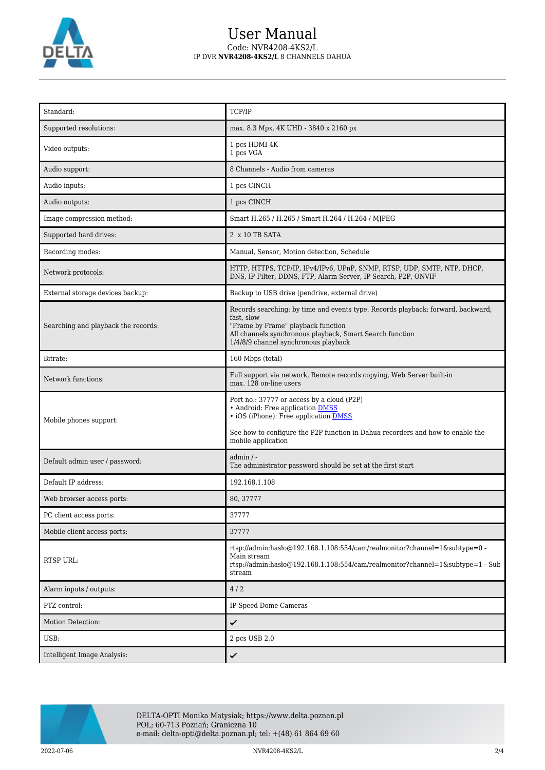| Standard: | TCP/IP |
|---|---|
| Supported resolutions: | max. 8.3 Mpx, 4K UHD - 3840 x 2160 px |
| Video outputs: | 1 pcs HDMI 4K<br>1 pcs VGA |
| Audio support: | 8 Channels - Audio from cameras |
| Audio inputs: | 1 pcs CINCH |
| Audio outputs: | 1 pcs CINCH |
| Image compression method: | Smart H.265 / H.265 / Smart H.264 / H.264 / MJPEG |
| Supported hard drives: | 2 x 10 TB SATA |
| Recording modes: | Manual, Sensor, Motion detection, Schedule |
| Network protocols: | HTTP, HTTPS, TCP/IP, IPv4/IPv6, UPnP, SNMP, RTSP, UDP, SMTP, NTP, DHCP, DNS, IP Filter, DDNS, FTP, Alarm Server, IP Search, P2P, ONVIF |
| External storage devices backup: | Backup to USB drive (pendrive, external drive) |
| Searching and playback the records: | Records searching: by time and events type. Records playback: forward, backward, fast, slow<br>"Frame by Frame" playback function<br>All channels synchronous playback, Smart Search function<br>1/4/8/9 channel synchronous playback |
| Bitrate: | 160 Mbps (total) |
| Network functions: | Full support via network, Remote records copying, Web Server built-in<br>max. 128 on-line users |
| Mobile phones support: | Port no.: 37777 or access by a cloud (P2P)<br>• Android: Free application DMSS<br>• iOS (iPhone): Free application DMSS<br><br>See how to configure the P2P function in Dahua recorders and how to enable the mobile application |
| Default admin user / password: | admin / -<br>The administrator password should be set at the first start |
| Default IP address: | 192.168.1.108 |
| Web browser access ports: | 80, 37777 |
| PC client access ports: | 37777 |
| Mobile client access ports: | 37777 |
| RTSP URL: | rtsp://admin:hasło@192.168.1.108:554/cam/realmonitor?channel=1&subtype=0 - Main stream<br>rtsp://admin:hasło@192.168.1.108:554/cam/realmonitor?channel=1&subtype=1 - Sub stream |
| Alarm inputs / outputs: | 4 / 2 |
| PTZ control: | IP Speed Dome Cameras |
| Motion Detection: | ✔ |
| USB: | 2 pcs USB 2.0 |
| Intelligent Image Analysis: | ✔ |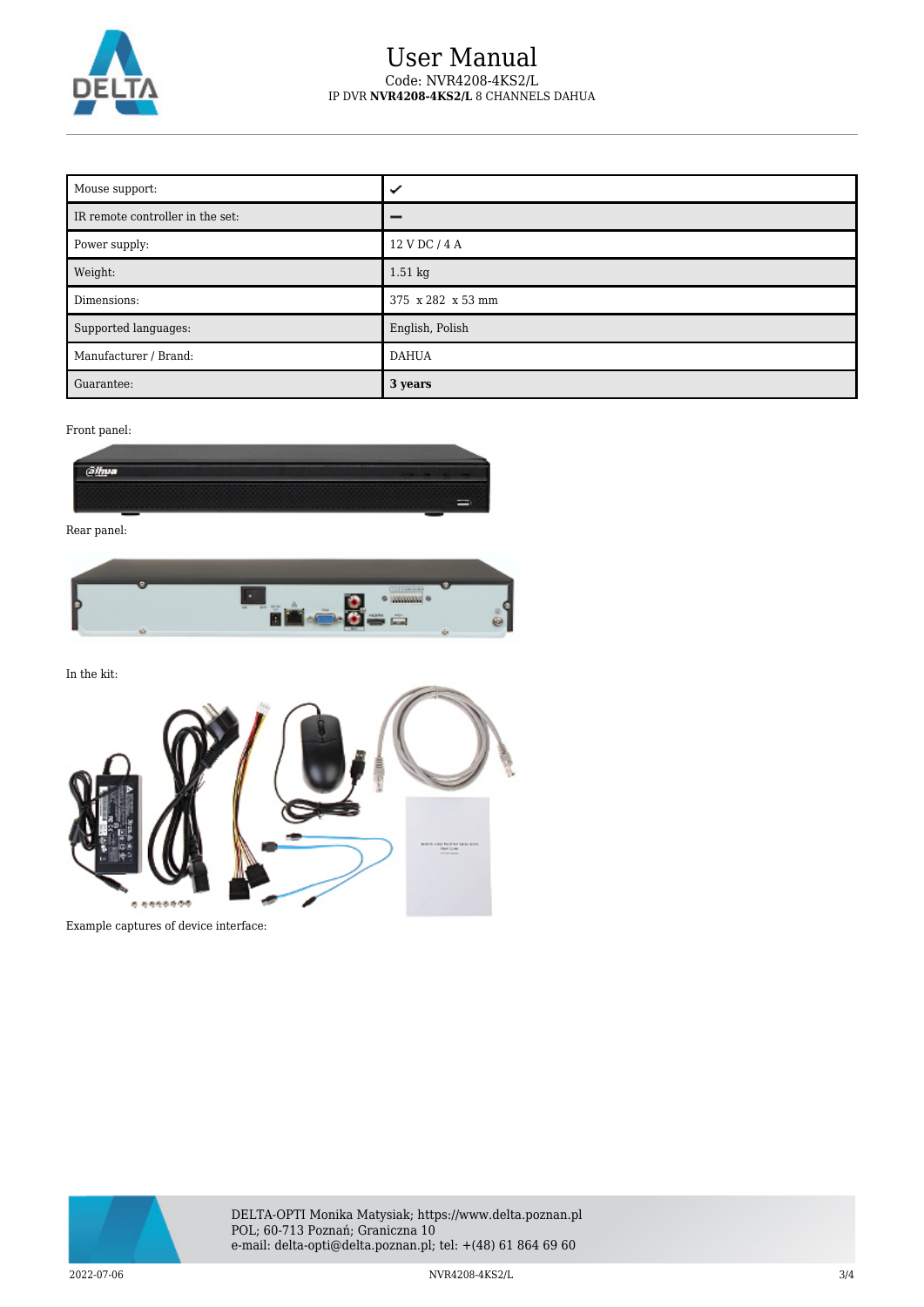| Mouse support: | ✔ |
|---|---|
| IR remote controller in the set: | – |
| Power supply: | 12 V DC / 4 A |
| Weight: | 1.51 kg |
| Dimensions: | 375 x 282 x 53 mm |
| Supported languages: | English, Polish |
| Manufacturer / Brand: | DAHUA |
| Guarantee: | **3 years** |

Front panel:

Rear panel:

In the kit:

Example captures of device interface: